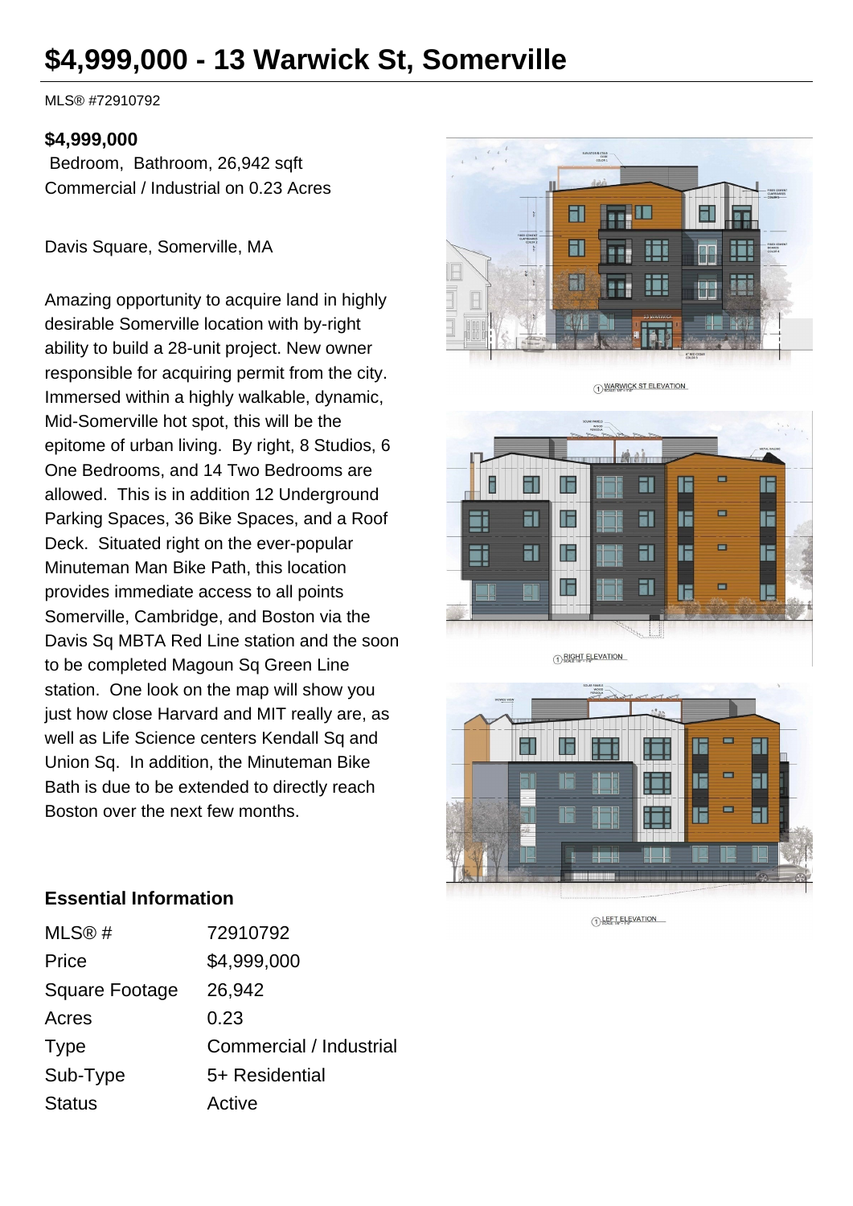# $4,999,000 - 13 Warwick St, Somerville

MLS® #72910792

**$4,999,000**

Bedroom, Bathroom, 26,942 sqft

Commercial / Industrial on 0.23 Acres

Davis Square, Somerville, MA

Amazing opportunity to acquire land in highly desirable Somerville location with by-right ability to build a 28-unit project. New owner responsible for acquiring permit from the city. Immersed within a highly walkable, dynamic, Mid-Somerville hot spot, this will be the epitome of urban living. By right, 8 Studios, 6 One Bedrooms, and 14 Two Bedrooms are allowed. This is in addition 12 Underground Parking Spaces, 36 Bike Spaces, and a Roof Deck. Situated right on the ever-popular Minuteman Man Bike Path, this location provides immediate access to all points Somerville, Cambridge, and Boston via the Davis Sq MBTA Red Line station and the soon to be completed Magoun Sq Green Line station. One look on the map will show you just how close Harvard and MIT really are, as well as Life Science centers Kendall Sq and Union Sq. In addition, the Minuteman Bike Bath is due to be extended to directly reach Boston over the next few months.

WARWICK ST ELEVATION

RIGHT ELEVATION

LEFT ELEVATION

### Essential Information

| | |
|---|---|
| MLS® # | 72910792 |
| Price | $4,999,000 |
| Square Footage | 26,942 |
| Acres | 0.23 |
| Type | Commercial / Industrial |
| Sub-Type | 5+ Residential |
| Status | Active |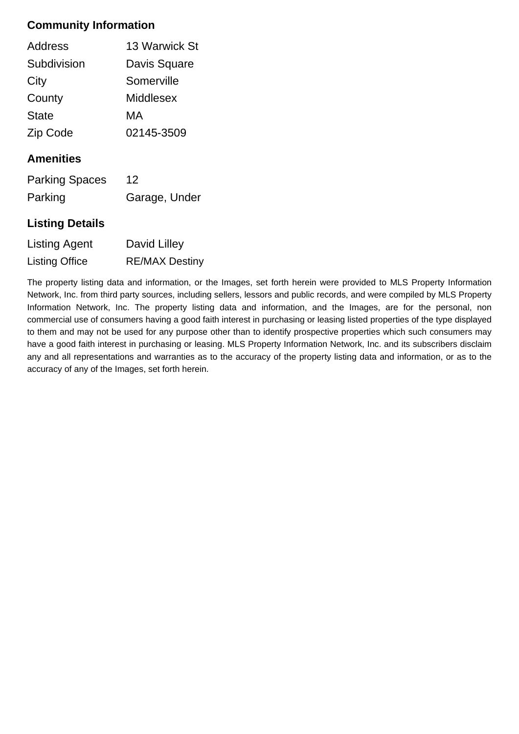## Community Information

| | |
|---|---|
| Address | 13 Warwick St |
| Subdivision | Davis Square |
| City | Somerville |
| County | Middlesex |
| State | MA |
| Zip Code | 02145-3509 |

## Amenities

| | |
|---|---|
| Parking Spaces | 12 |
| Parking | Garage, Under |

## Listing Details

| | |
|---|---|
| Listing Agent | David Lilley |
| Listing Office | RE/MAX Destiny |

The property listing data and information, or the Images, set forth herein were provided to MLS Property Information Network, Inc. from third party sources, including sellers, lessors and public records, and were compiled by MLS Property Information Network, Inc. The property listing data and information, and the Images, are for the personal, non commercial use of consumers having a good faith interest in purchasing or leasing listed properties of the type displayed to them and may not be used for any purpose other than to identify prospective properties which such consumers may have a good faith interest in purchasing or leasing. MLS Property Information Network, Inc. and its subscribers disclaim any and all representations and warranties as to the accuracy of the property listing data and information, or as to the accuracy of any of the Images, set forth herein.